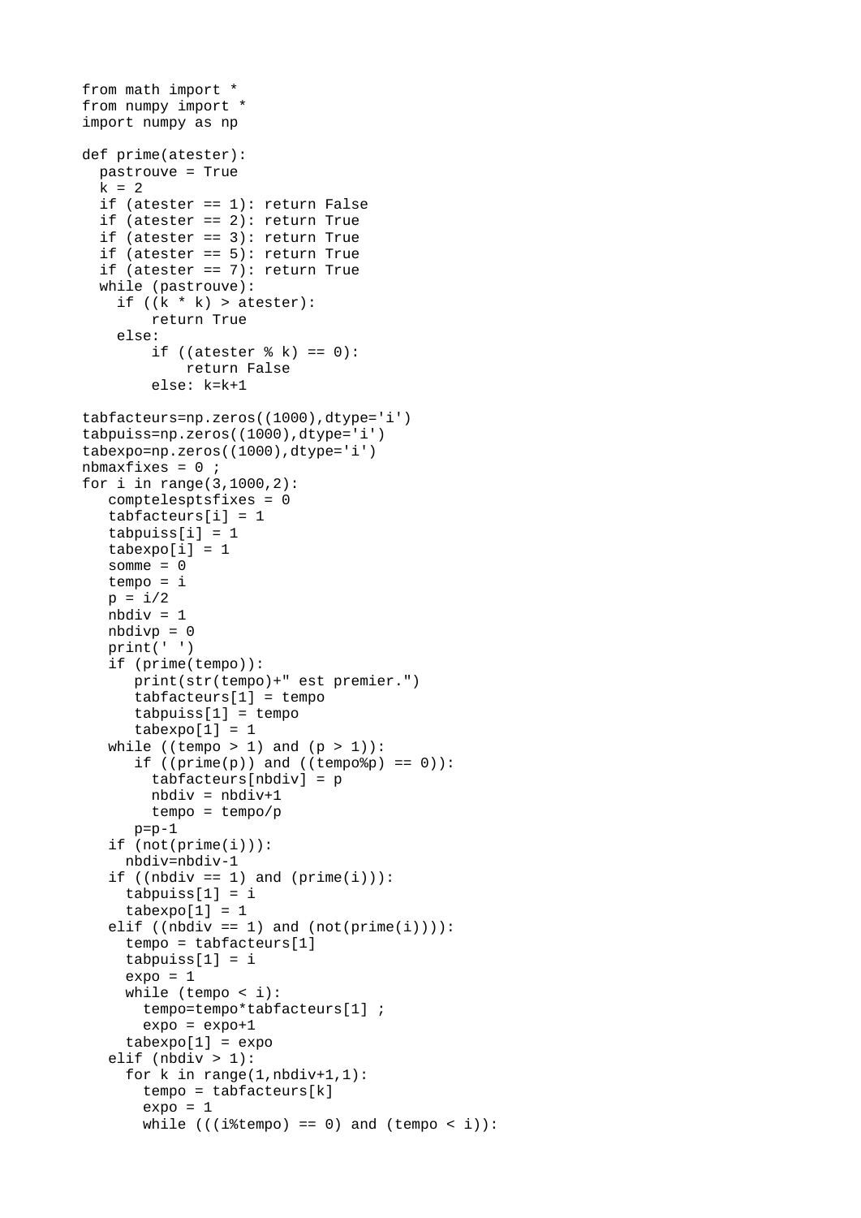```
from math import *
from numpy import *
import numpy as np

def prime(atester):
  pastrouve = True
  k = 2
  if (atester == 1): return False
  if (atester == 2): return True
  if (atester == 3): return True
  if (atester == 5): return True
  if (atester == 7): return True
  while (pastrouve):
    if ((k * k) > atester):
        return True
    else:
        if ((atester % k) == 0):
            return False
        else: k=k+1

tabfacteurs=np.zeros((1000),dtype='i')
tabpuiss=np.zeros((1000),dtype='i')
tabexpo=np.zeros((1000),dtype='i')
nbmaxfixes = 0 ;
for i in range(3,1000,2):
   comptelesptsfixes = 0
   tabfacteurs[i] = 1
   tabpuiss[i] = 1
   tabexpo[i] = 1
   somme = 0
   tempo = i
   p = i/2
   nbdiv = 1
   nbdivp = 0
   print(' ')
   if (prime(tempo)):
      print(str(tempo)+" est premier.")
      tabfacteurs[1] = tempo
      tabpuiss[1] = tempo
      tabexpo[1] = 1
   while ((tempo > 1) and (p > 1)):
      if ((prime(p)) and ((tempo%p) == 0)):
        tabfacteurs[nbdiv] = p
        nbdiv = nbdiv+1
        tempo = tempo/p
      p=p-1
   if (not(prime(i))):
     nbdiv=nbdiv-1
   if ((nbdiv == 1) and (prime(i))):
     tabpuiss[1] = i
     tabexpo[1] = 1
   elif ((nbdiv == 1) and (not(prime(i)))):
     tempo = tabfacteurs[1]
     tabpuiss[1] = i
     expo = 1
     while (tempo < i):
       tempo=tempo*tabfacteurs[1] ;
       expo = expo+1
     tabexpo[1] = expo
   elif (nbdiv > 1):
     for k in range(1,nbdiv+1,1):
       tempo = tabfacteurs[k]
       expo = 1
       while (((i%tempo) == 0) and (tempo < i)):
```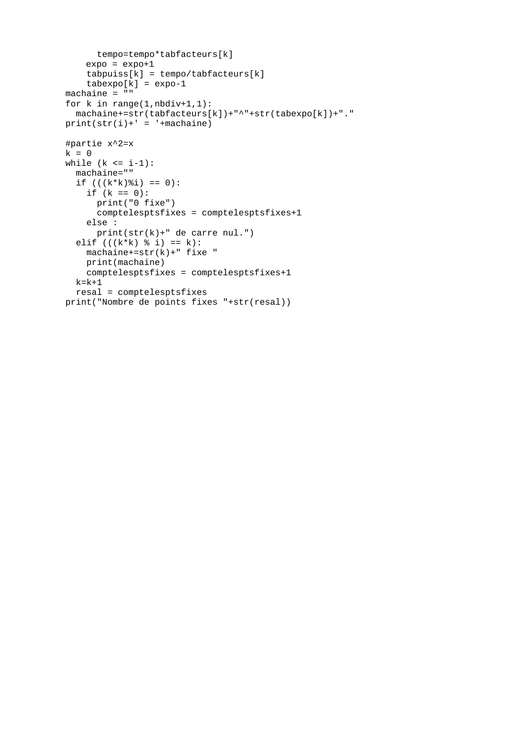```
      tempo=tempo*tabfacteurs[k]
     expo = expo+1
     tabpuiss[k] = tempo/tabfacteurs[k]
     tabexpo[k] = expo-1
machaine = ""
for k in range(1,nbdiv+1,1):
  machaine+=str(tabfacteurs[k])+"^"+str(tabexpo[k])+"."
print(str(i)+' = '+machaine)

#partie x^2=x
k = 0
while (k <= i-1):
  machaine=""
  if (((k*k)%i) == 0):
    if (k == 0):
      print("0 fixe")
      comptelesptsfixes = comptelesptsfixes+1
    else :
      print(str(k)+" de carre nul.")
  elif (((k*k) % i) == k):
    machaine+=str(k)+" fixe "
    print(machaine)
    comptelesptsfixes = comptelesptsfixes+1
  k=k+1
  resal = comptelesptsfixes
print("Nombre de points fixes "+str(resal))
```